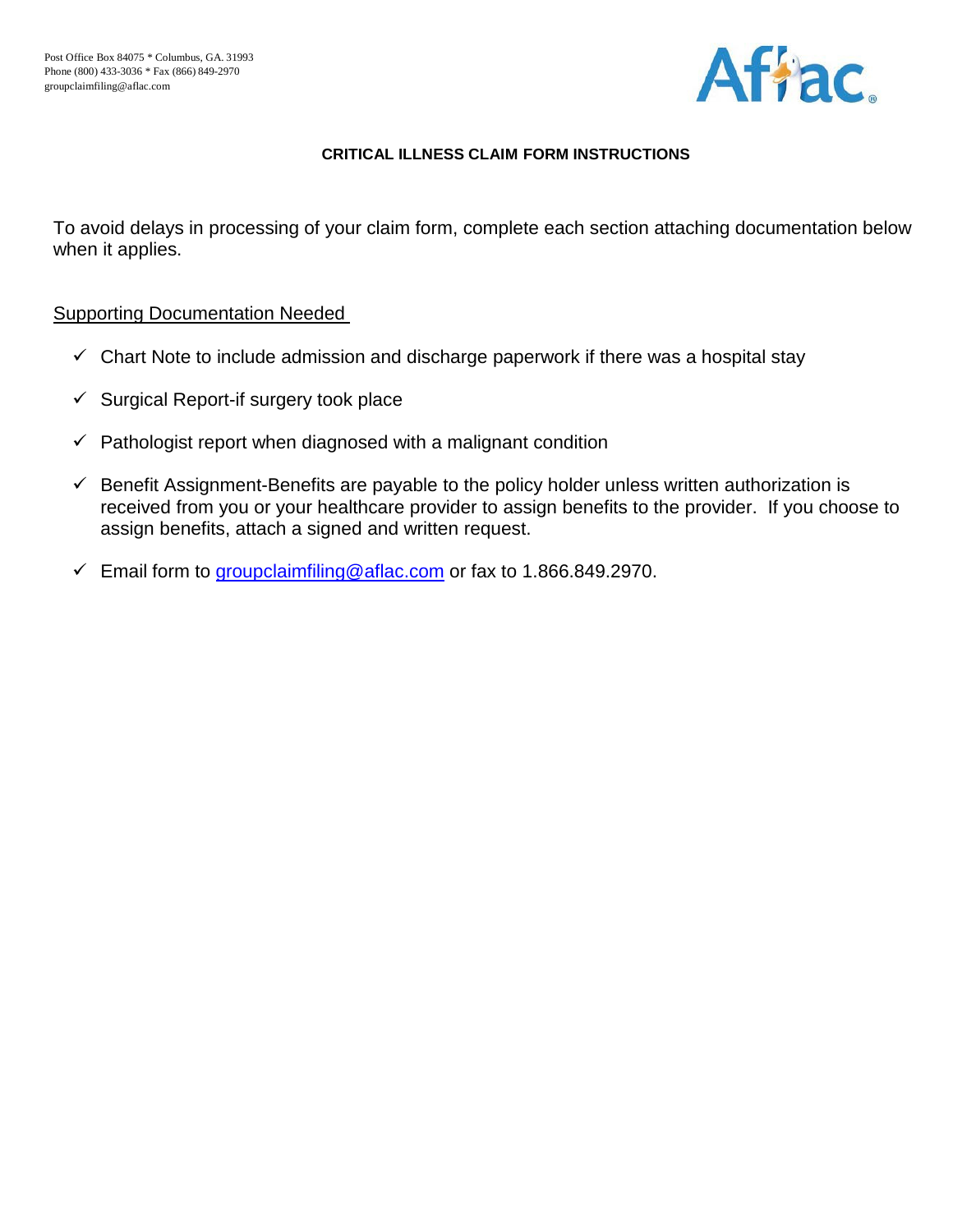Post Office Box 84075 * Columbus, GA. 31993
Phone (800) 433-3036 * Fax (866) 849-2970
groupclaimfiling@aflac.com

Aflac

## CRITICAL ILLNESS CLAIM FORM INSTRUCTIONS

To avoid delays in processing of your claim form, complete each section attaching documentation below when it applies.

Supporting Documentation Needed

- ✓ Chart Note to include admission and discharge paperwork if there was a hospital stay
- ✓ Surgical Report-if surgery took place
- ✓ Pathologist report when diagnosed with a malignant condition
- ✓ Benefit Assignment-Benefits are payable to the policy holder unless written authorization is received from you or your healthcare provider to assign benefits to the provider. If you choose to assign benefits, attach a signed and written request.
- ✓ Email form to groupclaimfiling@aflac.com or fax to 1.866.849.2970.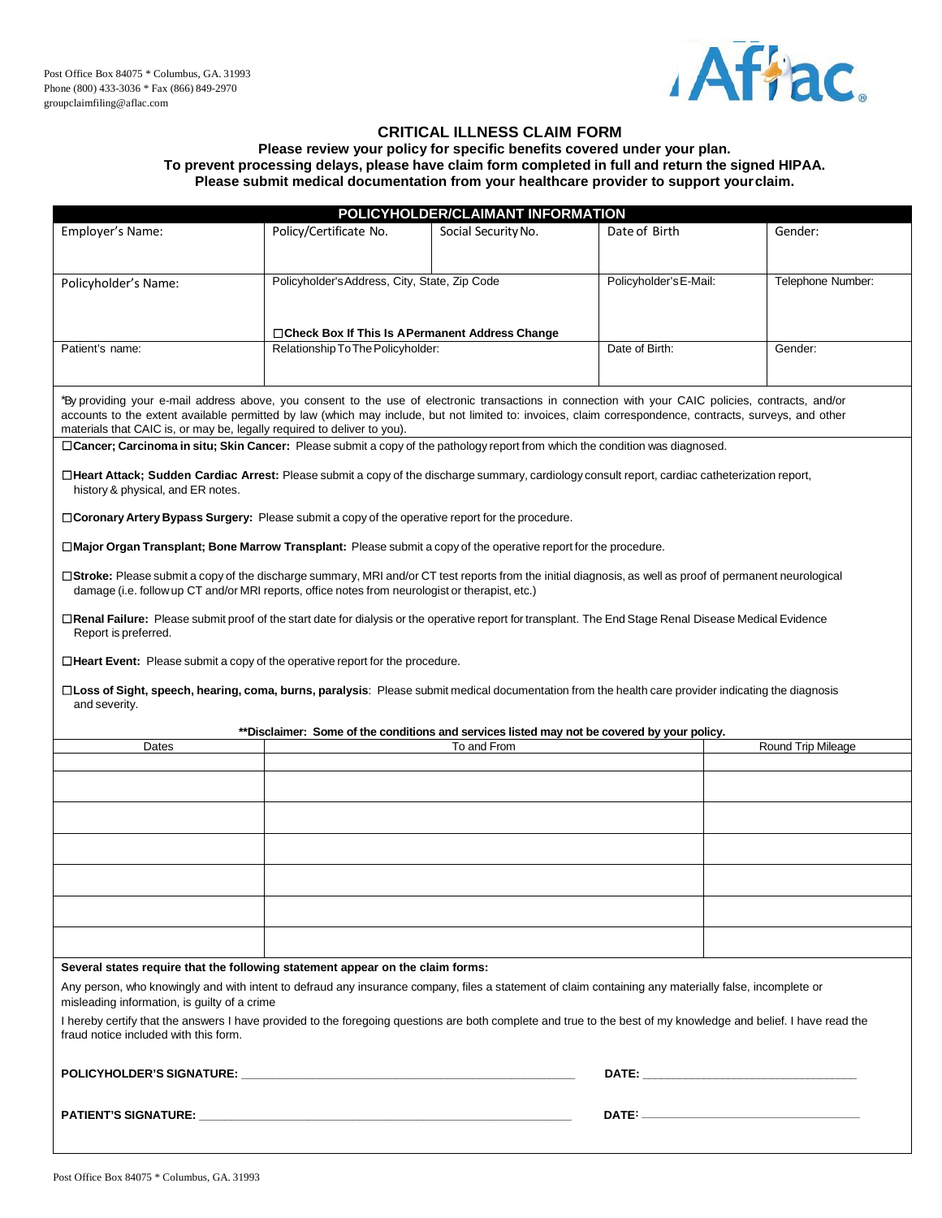Post Office Box 84075 * Columbus, GA. 31993
Phone (800) 433-3036 * Fax (866) 849-2970
groupclaimfiling@aflac.com

# CRITICAL ILLNESS CLAIM FORM

**Please review your policy for specific benefits covered under your plan.**
**To prevent processing delays, please have claim form completed in full and return the signed HIPAA.**
**Please submit medical documentation from your healthcare provider to support your claim.**

## POLICYHOLDER/CLAIMANT INFORMATION

| Employer's Name: | Policy/Certificate No. | Social Security No. | Date of Birth | Gender: |
|---|---|---|---|---|
| Policyholder's Name: | Policyholder's Address, City, State, Zip Code<br>☐ **Check Box If This Is A Permanent Address Change** | | Policyholder's E-Mail: | Telephone Number: |
| Patient's name: | Relationship To The Policyholder: | | Date of Birth: | Gender: |

*By providing your e-mail address above, you consent to the use of electronic transactions in connection with your CAIC policies, contracts, and/or accounts to the extent available permitted by law (which may include, but not limited to: invoices, claim correspondence, contracts, surveys, and other materials that CAIC is, or may be, legally required to deliver to you).

☐ **Cancer; Carcinoma in situ; Skin Cancer:** Please submit a copy of the pathology report from which the condition was diagnosed.

☐ **Heart Attack; Sudden Cardiac Arrest:** Please submit a copy of the discharge summary, cardiology consult report, cardiac catheterization report, history & physical, and ER notes.

☐ **Coronary Artery Bypass Surgery:** Please submit a copy of the operative report for the procedure.

☐ **Major Organ Transplant; Bone Marrow Transplant:** Please submit a copy of the operative report for the procedure.

☐ **Stroke:** Please submit a copy of the discharge summary, MRI and/or CT test reports from the initial diagnosis, as well as proof of permanent neurological damage (i.e. follow up CT and/or MRI reports, office notes from neurologist or therapist, etc.)

☐ **Renal Failure:** Please submit proof of the start date for dialysis or the operative report for transplant. The End Stage Renal Disease Medical Evidence Report is preferred.

☐ **Heart Event:** Please submit a copy of the operative report for the procedure.

☐ **Loss of Sight, speech, hearing, coma, burns, paralysis**: Please submit medical documentation from the health care provider indicating the diagnosis and severity.

****Disclaimer: Some of the conditions and services listed may not be covered by your policy.**

| Dates | To and From | Round Trip Mileage |
|---|---|---|
| | | |
| | | |
| | | |
| | | |
| | | |
| | | |
| | | |

**Several states require that the following statement appear on the claim forms:**

Any person, who knowingly and with intent to defraud any insurance company, files a statement of claim containing any materially false, incomplete or misleading information, is guilty of a crime

I hereby certify that the answers I have provided to the foregoing questions are both complete and true to the best of my knowledge and belief. I have read the fraud notice included with this form.

**POLICYHOLDER'S SIGNATURE:** ______________________________ **DATE:** ____________________

**PATIENT'S SIGNATURE:** ______________________________ **DATE:** ____________________

Post Office Box 84075 * Columbus, GA. 31993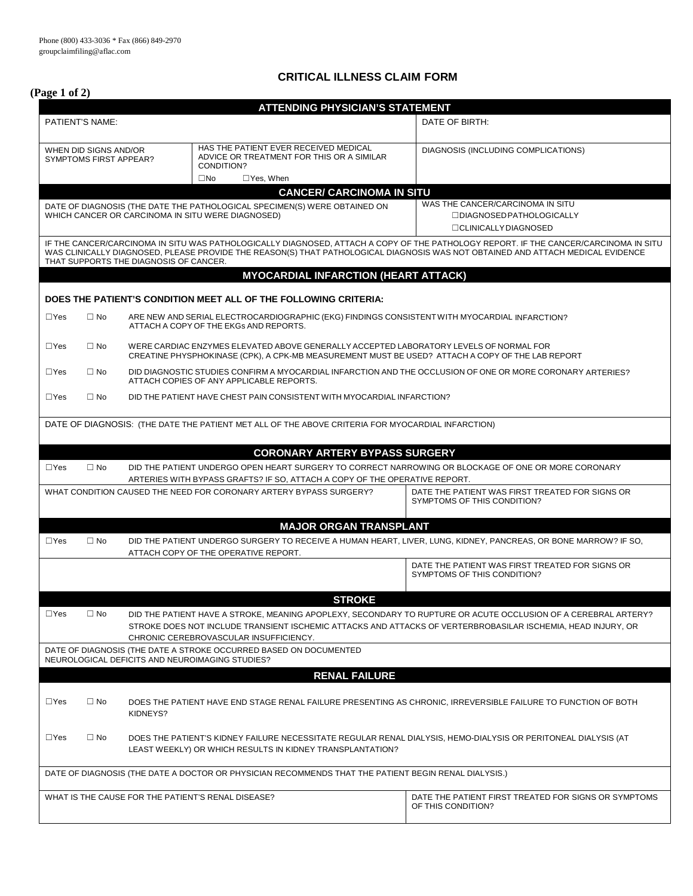Phone (800) 433-3036 * Fax (866) 849-2970
groupclaimfiling@aflac.com

# CRITICAL ILLNESS CLAIM FORM

**(Page 1 of 2)**

## ATTENDING PHYSICIAN'S STATEMENT

| | | |
|---|---|---|
| PATIENT'S NAME: | | DATE OF BIRTH: |
| WHEN DID SIGNS AND/OR SYMPTOMS FIRST APPEAR? | HAS THE PATIENT EVER RECEIVED MEDICAL ADVICE OR TREATMENT FOR THIS OR A SIMILAR CONDITION? ☐No ☐Yes, When | DIAGNOSIS (INCLUDING COMPLICATIONS) |

## CANCER/ CARCINOMA IN SITU

| | |
|---|---|
| DATE OF DIAGNOSIS (THE DATE THE PATHOLOGICAL SPECIMEN(S) WERE OBTAINED ON WHICH CANCER OR CARCINOMA IN SITU WERE DIAGNOSED) | WAS THE CANCER/CARCINOMA IN SITU ☐DIAGNOSED PATHOLOGICALLY ☐CLINICALLY DIAGNOSED |

IF THE CANCER/CARCINOMA IN SITU WAS PATHOLOGICALLY DIAGNOSED, ATTACH A COPY OF THE PATHOLOGY REPORT. IF THE CANCER/CARCINOMA IN SITU WAS CLINICALLY DIAGNOSED, PLEASE PROVIDE THE REASON(S) THAT PATHOLOGICAL DIAGNOSIS WAS NOT OBTAINED AND ATTACH MEDICAL EVIDENCE THAT SUPPORTS THE DIAGNOSIS OF CANCER.

## MYOCARDIAL INFARCTION (HEART ATTACK)

**DOES THE PATIENT'S CONDITION MEET ALL OF THE FOLLOWING CRITERIA:**

☐Yes ☐ No ARE NEW AND SERIAL ELECTROCARDIOGRAPHIC (EKG) FINDINGS CONSISTENT WITH MYOCARDIAL INFARCTION? ATTACH A COPY OF THE EKGs AND REPORTS.

☐Yes ☐ No WERE CARDIAC ENZYMES ELEVATED ABOVE GENERALLY ACCEPTED LABORATORY LEVELS OF NORMAL FOR CREATINE PHYSPHOKINASE (CPK), A CPK-MB MEASUREMENT MUST BE USED? ATTACH A COPY OF THE LAB REPORT

☐Yes ☐ No DID DIAGNOSTIC STUDIES CONFIRM A MYOCARDIAL INFARCTION AND THE OCCLUSION OF ONE OR MORE CORONARY ARTERIES? ATTACH COPIES OF ANY APPLICABLE REPORTS.

☐Yes ☐ No DID THE PATIENT HAVE CHEST PAIN CONSISTENT WITH MYOCARDIAL INFARCTION?

DATE OF DIAGNOSIS: (THE DATE THE PATIENT MET ALL OF THE ABOVE CRITERIA FOR MYOCARDIAL INFARCTION)

## CORONARY ARTERY BYPASS SURGERY

☐Yes ☐ No DID THE PATIENT UNDERGO OPEN HEART SURGERY TO CORRECT NARROWING OR BLOCKAGE OF ONE OR MORE CORONARY ARTERIES WITH BYPASS GRAFTS? IF SO, ATTACH A COPY OF THE OPERATIVE REPORT.

| | |
|---|---|
| WHAT CONDITION CAUSED THE NEED FOR CORONARY ARTERY BYPASS SURGERY? | DATE THE PATIENT WAS FIRST TREATED FOR SIGNS OR SYMPTOMS OF THIS CONDITION? |

## MAJOR ORGAN TRANSPLANT

☐Yes ☐ No DID THE PATIENT UNDERGO SURGERY TO RECEIVE A HUMAN HEART, LIVER, LUNG, KIDNEY, PANCREAS, OR BONE MARROW? IF SO, ATTACH COPY OF THE OPERATIVE REPORT.

| | |
|---|---|
| | DATE THE PATIENT WAS FIRST TREATED FOR SIGNS OR SYMPTOMS OF THIS CONDITION? |

## STROKE

☐Yes ☐ No DID THE PATIENT HAVE A STROKE, MEANING APOPLEXY, SECONDARY TO RUPTURE OR ACUTE OCCLUSION OF A CEREBRAL ARTERY? STROKE DOES NOT INCLUDE TRANSIENT ISCHEMIC ATTACKS AND ATTACKS OF VERTERBROBASILAR ISCHEMIA, HEAD INJURY, OR CHRONIC CEREBROVASCULAR INSUFFICIENCY.

DATE OF DIAGNOSIS (THE DATE A STROKE OCCURRED BASED ON DOCUMENTED NEUROLOGICAL DEFICITS AND NEUROIMAGING STUDIES?

## RENAL FAILURE

☐Yes ☐ No DOES THE PATIENT HAVE END STAGE RENAL FAILURE PRESENTING AS CHRONIC, IRREVERSIBLE FAILURE TO FUNCTION OF BOTH KIDNEYS?

☐Yes ☐ No DOES THE PATIENT'S KIDNEY FAILURE NECESSITATE REGULAR RENAL DIALYSIS, HEMO-DIALYSIS OR PERITONEAL DIALYSIS (AT LEAST WEEKLY) OR WHICH RESULTS IN KIDNEY TRANSPLANTATION?

DATE OF DIAGNOSIS (THE DATE A DOCTOR OR PHYSICIAN RECOMMENDS THAT THE PATIENT BEGIN RENAL DIALYSIS.)

| | |
|---|---|
| WHAT IS THE CAUSE FOR THE PATIENT'S RENAL DISEASE? | DATE THE PATIENT FIRST TREATED FOR SIGNS OR SYMPTOMS OF THIS CONDITION? |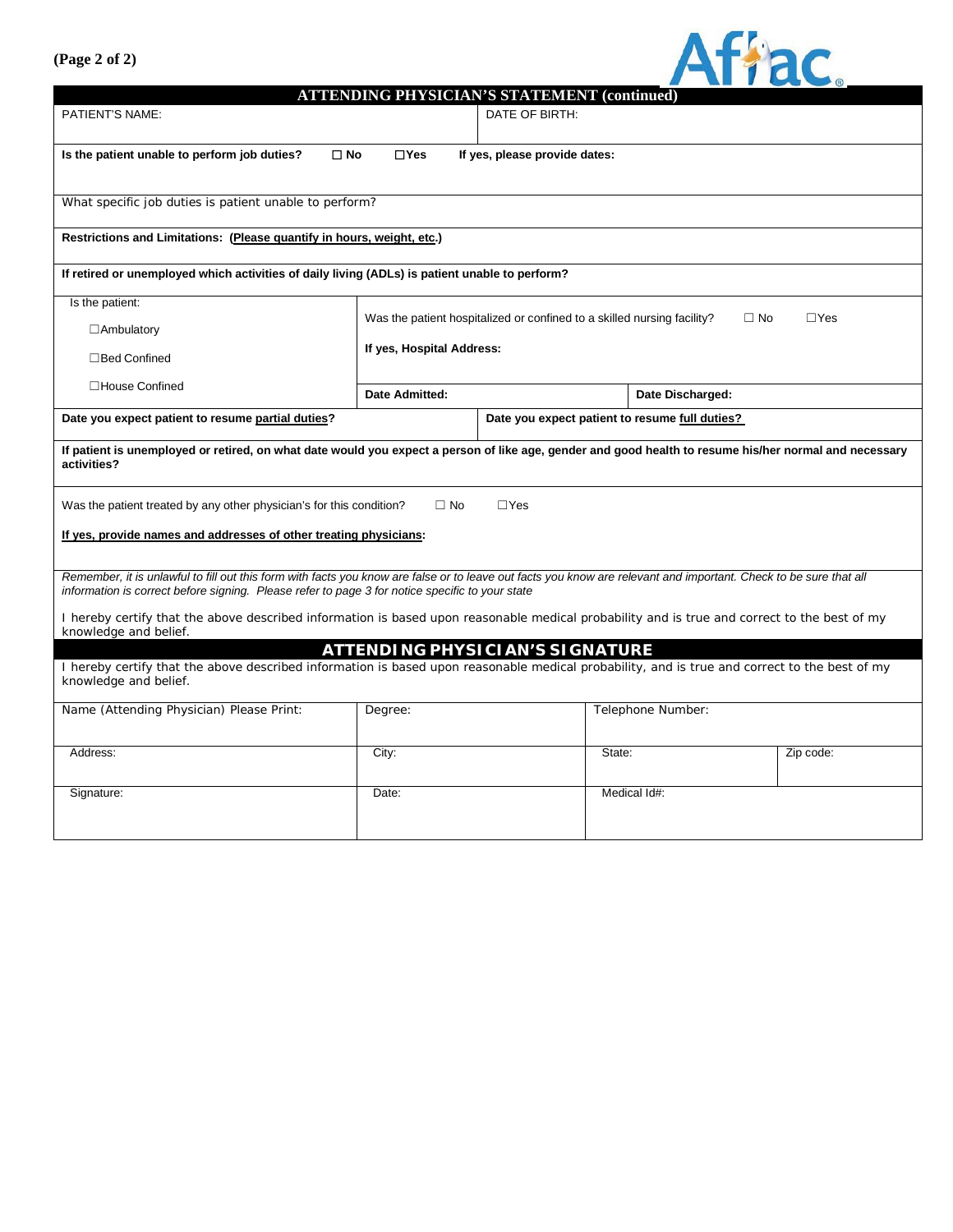## ATTENDING PHYSICIAN'S STATEMENT (continued)

| | |
|---|---|
| PATIENT'S NAME: | DATE OF BIRTH: |

**Is the patient unable to perform job duties?** ☐ **No** ☐ **Yes** **If yes, please provide dates:**

What specific job duties is patient unable to perform?

**Restrictions and Limitations: (Please quantify in hours, weight, etc.)**

**If retired or unemployed which activities of daily living (ADLs) is patient unable to perform?**

| | | |
|---|---|---|
| Is the patient:<br>☐Ambulatory<br>☐Bed Confined<br>☐House Confined | Was the patient hospitalized or confined to a skilled nursing facility? ☐ No ☐Yes<br>**If yes, Hospital Address:** | |
| | **Date Admitted:** | **Date Discharged:** |

| | |
|---|---|
| **Date you expect patient to resume partial duties?** | **Date you expect patient to resume full duties?** |

**If patient is unemployed or retired, on what date would you expect a person of like age, gender and good health to resume his/her normal and necessary activities?**

Was the patient treated by any other physician's for this condition? ☐ No ☐Yes

**If yes, provide names and addresses of other treating physicians:**

*Remember, it is unlawful to fill out this form with facts you know are false or to leave out facts you know are relevant and important. Check to be sure that all information is correct before signing. Please refer to page 3 for notice specific to your state*

I hereby certify that the above described information is based upon reasonable medical probability and is true and correct to the best of my knowledge and belief.

## ATTENDING PHYSICIAN'S SIGNATURE

I hereby certify that the above described information is based upon reasonable medical probability, and is true and correct to the best of my knowledge and belief.

| | | | |
|---|---|---|---|
| Name (Attending Physician) Please Print: | Degree: | Telephone Number: | |
| Address: | City: | State: | Zip code: |
| Signature: | Date: | Medical Id#: | |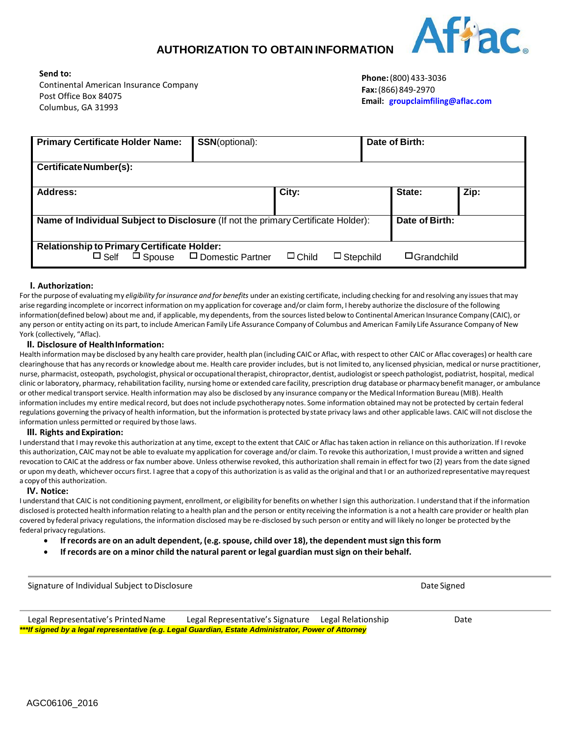# AUTHORIZATION TO OBTAIN INFORMATION

**Send to:**
Continental American Insurance Company
Post Office Box 84075
Columbus, GA 31993

**Phone:** (800) 433-3036
**Fax:** (866) 849-2970
**Email:** groupclaimfiling@aflac.com

| **Primary Certificate Holder Name:** | **SSN**(optional): | | **Date of Birth:** | |
|---|---|---|---|---|
| **Certificate Number(s):** | | | | |
| **Address:** | | **City:** | **State:** | **Zip:** |
| **Name of Individual Subject to Disclosure** (If not the primary Certificate Holder): | | | **Date of Birth:** | |
| **Relationship to Primary Certificate Holder:** ☐ Self ☐ Spouse ☐ Domestic Partner ☐ Child ☐ Stepchild ☐ Grandchild | | | | |

**I. Authorization:**

For the purpose of evaluating my *eligibility for insurance and for benefits* under an existing certificate, including checking for and resolving any issues that may arise regarding incomplete or incorrect information on my application for coverage and/or claim form, I hereby authorize the disclosure of the following information(defined below) about me and, if applicable, my dependents, from the sources listed below to Continental American Insurance Company (CAIC), or any person or entity acting on its part, to include American Family Life Assurance Company of Columbus and American Family Life Assurance Company of New York (collectively, "Aflac).

**II. Disclosure of Health Information:**

Health information may be disclosed by any health care provider, health plan (including CAIC or Aflac, with respect to other CAIC or Aflac coverages) or health care clearinghouse that has any records or knowledge about me. Health care provider includes, but is not limited to, any licensed physician, medical or nurse practitioner, nurse, pharmacist, osteopath, psychologist, physical or occupational therapist, chiropractor, dentist, audiologist or speech pathologist, podiatrist, hospital, medical clinic or laboratory, pharmacy, rehabilitation facility, nursing home or extended care facility, prescription drug database or pharmacy benefit manager, or ambulance or other medical transport service. Health information may also be disclosed by any insurance company or the Medical Information Bureau (MIB). Health information includes my entire medical record, but does not include psychotherapy notes. Some information obtained may not be protected by certain federal regulations governing the privacy of health information, but the information is protected by state privacy laws and other applicable laws. CAIC will not disclose the information unless permitted or required by those laws.

**III. Rights and Expiration:**

I understand that I may revoke this authorization at any time, except to the extent that CAIC or Aflac has taken action in reliance on this authorization. If I revoke this authorization, CAIC may not be able to evaluate my application for coverage and/or claim. To revoke this authorization, I must provide a written and signed revocation to CAIC at the address or fax number above. Unless otherwise revoked, this authorization shall remain in effect for two (2) years from the date signed or upon my death, whichever occurs first. I agree that a copy of this authorization is as valid as the original and that I or an authorized representative may request a copy of this authorization.

**IV. Notice:**

I understand that CAIC is not conditioning payment, enrollment, or eligibility for benefits on whether I sign this authorization. I understand that if the information disclosed is protected health information relating to a health plan and the person or entity receiving the information is a not a health care provider or health plan covered by federal privacy regulations, the information disclosed may be re-disclosed by such person or entity and will likely no longer be protected by the federal privacy regulations.

- **If records are on an adult dependent, (e.g. spouse, child over 18), the dependent must sign this form**
- **If records are on a minor child the natural parent or legal guardian must sign on their behalf.**

Signature of Individual Subject to Disclosure    Date Signed

Legal Representative's Printed Name    Legal Representative's Signature    Legal Relationship    Date

***\*\*\*If signed by a legal representative (e.g. Legal Guardian, Estate Administrator, Power of Attorney***

AGC06106_2016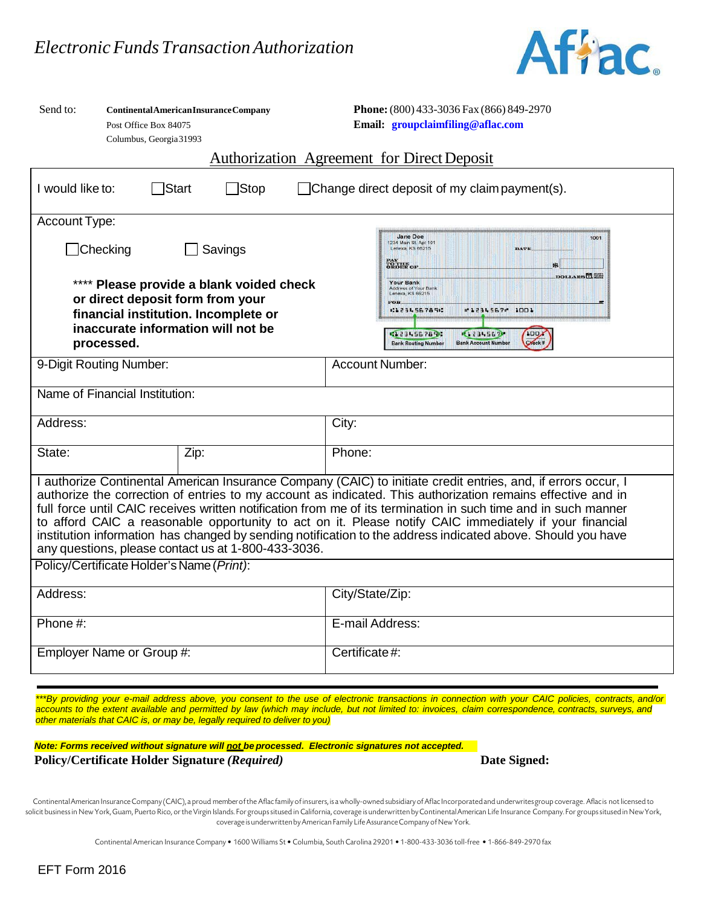# *Electronic Funds Transaction Authorization*

Aflac.

Send to: **Continental American Insurance Company**
Post Office Box 84075
Columbus, Georgia 31993

**Phone:** (800) 433-3036 Fax (866) 849-2970
**Email: groupclaimfiling@aflac.com**

## Authorization Agreement for Direct Deposit

I would like to: ☐ Start ☐ Stop ☐ Change direct deposit of my claim payment(s).

Account Type:

☐ Checking ☐ Savings

**** **Please provide a blank voided check or direct deposit form from your financial institution. Incomplete or inaccurate information will not be processed.**

Jane Doe
1234 Main St. Apt 101
Lenexa, KS 66215
1001
DATE
PAY TO THE ORDER OF $
DOLLARS
Your Bank
Address of Your Bank
Lenexa, KS 66215
FOR
⑆123456789⑆ ⑈1234567⑈ 1001
Bank Routing Number
Bank Account Number
Check #

| | |
|---|---|
| 9-Digit Routing Number: | Account Number: |
| Name of Financial Institution: | |
| Address: | City: |
| State: Zip: | Phone: |

I authorize Continental American Insurance Company (CAIC) to initiate credit entries, and, if errors occur, I authorize the correction of entries to my account as indicated. This authorization remains effective and in full force until CAIC receives written notification from me of its termination in such time and in such manner to afford CAIC a reasonable opportunity to act on it. Please notify CAIC immediately if your financial institution information has changed by sending notification to the address indicated above. Should you have any questions, please contact us at 1-800-433-3036.

| | |
|---|---|
| Policy/Certificate Holder's Name (*Print*): | |
| Address: | City/State/Zip: |
| Phone #: | E-mail Address: |
| Employer Name or Group #: | Certificate #: |

****By providing your e-mail address above, you consent to the use of electronic transactions in connection with your CAIC policies, contracts, and/or accounts to the extent available and permitted by law (which may include, but not limited to: invoices, claim correspondence, contracts, surveys, and other materials that CAIC is, or may be, legally required to deliver to you)*

***Note: Forms received without signature will not be processed. Electronic signatures not accepted.***

**Policy/Certificate Holder Signature *(Required)*** **Date Signed:**

Continental American Insurance Company (CAIC), a proud member of the Aflac family of insurers, is a wholly-owned subsidiary of Aflac Incorporated and underwrites group coverage. Aflac is not licensed to solicit business in New York, Guam, Puerto Rico, or the Virgin Islands. For groups sitused in California, coverage is underwritten by Continental American Life Insurance Company. For groups sitused in New York, coverage is underwritten by American Family Life Assurance Company of New York.

Continental American Insurance Company • 1600 Williams St • Columbia, South Carolina 29201 • 1-800-433-3036 toll-free • 1-866-849-2970 fax

EFT Form 2016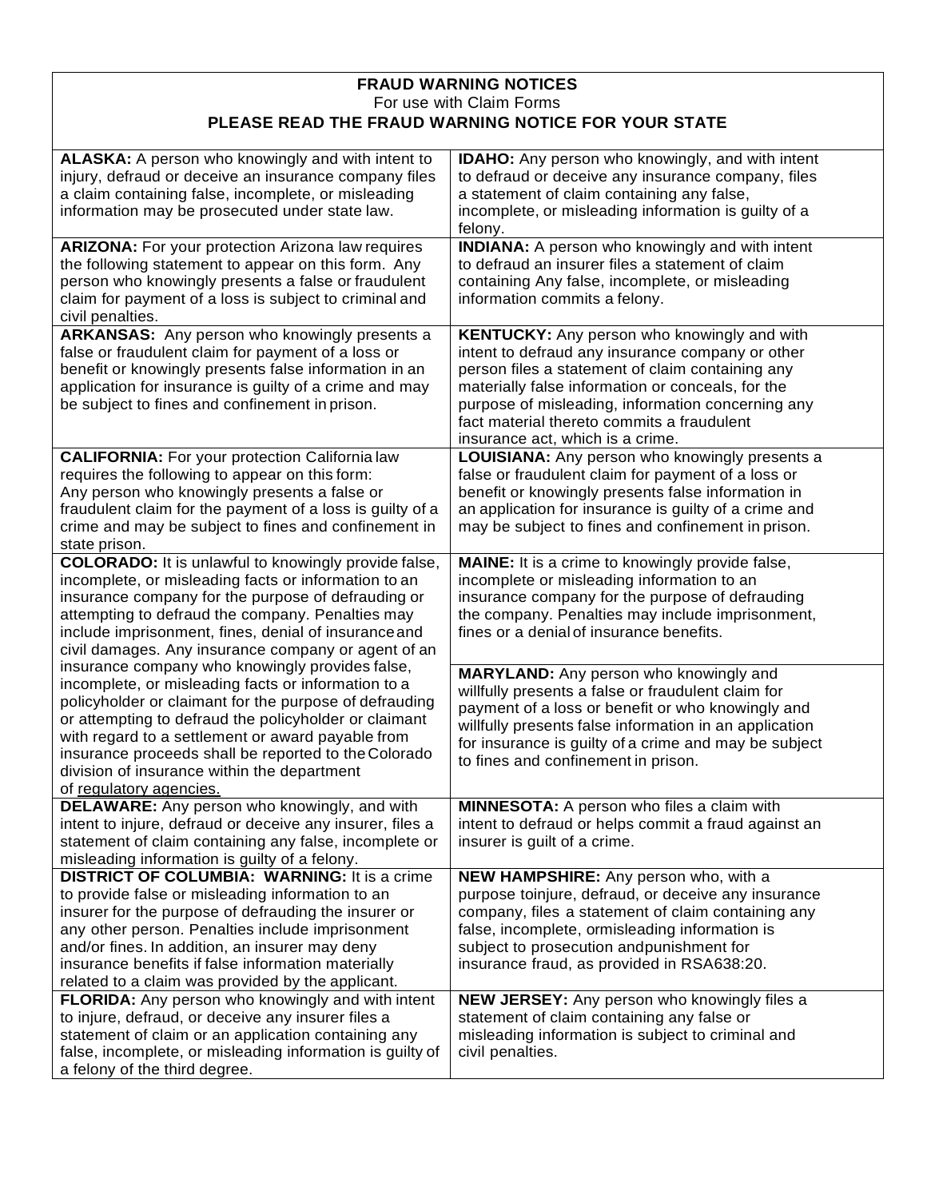**FRAUD WARNING NOTICES**

For use with Claim Forms

**PLEASE READ THE FRAUD WARNING NOTICE FOR YOUR STATE**

**ALASKA:** A person who knowingly and with intent to injury, defraud or deceive an insurance company files a claim containing false, incomplete, or misleading information may be prosecuted under state law.

**ARIZONA:** For your protection Arizona law requires the following statement to appear on this form. Any person who knowingly presents a false or fraudulent claim for payment of a loss is subject to criminal and civil penalties.

**ARKANSAS:** Any person who knowingly presents a false or fraudulent claim for payment of a loss or benefit or knowingly presents false information in an application for insurance is guilty of a crime and may be subject to fines and confinement in prison.

**CALIFORNIA:** For your protection California law requires the following to appear on this form: Any person who knowingly presents a false or fraudulent claim for the payment of a loss is guilty of a crime and may be subject to fines and confinement in state prison.

**COLORADO:** It is unlawful to knowingly provide false, incomplete, or misleading facts or information to an insurance company for the purpose of defrauding or attempting to defraud the company. Penalties may include imprisonment, fines, denial of insurance and civil damages. Any insurance company or agent of an insurance company who knowingly provides false, incomplete, or misleading facts or information to a policyholder or claimant for the purpose of defrauding or attempting to defraud the policyholder or claimant with regard to a settlement or award payable from insurance proceeds shall be reported to the Colorado division of insurance within the department of regulatory agencies.

**DELAWARE:** Any person who knowingly, and with intent to injure, defraud or deceive any insurer, files a statement of claim containing any false, incomplete or misleading information is guilty of a felony.

**DISTRICT OF COLUMBIA: WARNING:** It is a crime to provide false or misleading information to an insurer for the purpose of defrauding the insurer or any other person. Penalties include imprisonment and/or fines. In addition, an insurer may deny insurance benefits if false information materially related to a claim was provided by the applicant.

**FLORIDA:** Any person who knowingly and with intent to injure, defraud, or deceive any insurer files a statement of claim or an application containing any false, incomplete, or misleading information is guilty of a felony of the third degree.

**IDAHO:** Any person who knowingly, and with intent to defraud or deceive any insurance company, files a statement of claim containing any false, incomplete, or misleading information is guilty of a felony.

**INDIANA:** A person who knowingly and with intent to defraud an insurer files a statement of claim containing Any false, incomplete, or misleading information commits a felony.

**KENTUCKY:** Any person who knowingly and with intent to defraud any insurance company or other person files a statement of claim containing any materially false information or conceals, for the purpose of misleading, information concerning any fact material thereto commits a fraudulent insurance act, which is a crime.

**LOUISIANA:** Any person who knowingly presents a false or fraudulent claim for payment of a loss or benefit or knowingly presents false information in an application for insurance is guilty of a crime and may be subject to fines and confinement in prison.

**MAINE:** It is a crime to knowingly provide false, incomplete or misleading information to an insurance company for the purpose of defrauding the company. Penalties may include imprisonment, fines or a denial of insurance benefits.

**MARYLAND:** Any person who knowingly and willfully presents a false or fraudulent claim for payment of a loss or benefit or who knowingly and willfully presents false information in an application for insurance is guilty of a crime and may be subject to fines and confinement in prison.

**MINNESOTA:** A person who files a claim with intent to defraud or helps commit a fraud against an insurer is guilt of a crime.

**NEW HAMPSHIRE:** Any person who, with a purpose toinjure, defraud, or deceive any insurance company, files a statement of claim containing any false, incomplete, ormisleading information is subject to prosecution andpunishment for insurance fraud, as provided in RSA638:20.

**NEW JERSEY:** Any person who knowingly files a statement of claim containing any false or misleading information is subject to criminal and civil penalties.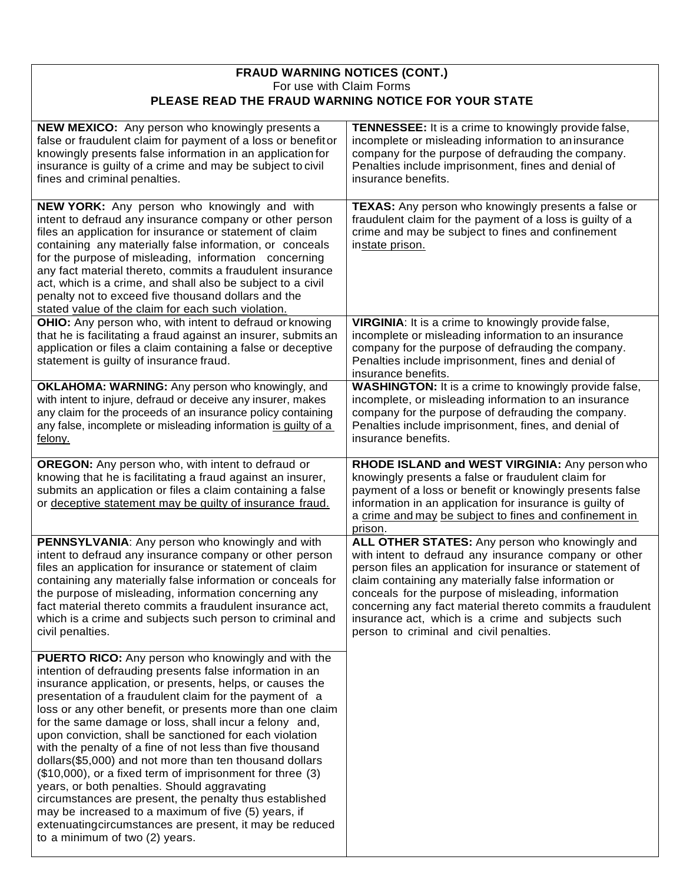**FRAUD WARNING NOTICES (CONT.)**

For use with Claim Forms

**PLEASE READ THE FRAUD WARNING NOTICE FOR YOUR STATE**

**NEW MEXICO:** Any person who knowingly presents a false or fraudulent claim for payment of a loss or benefit or knowingly presents false information in an application for insurance is guilty of a crime and may be subject to civil fines and criminal penalties.

**NEW YORK:** Any person who knowingly and with intent to defraud any insurance company or other person files an application for insurance or statement of claim containing any materially false information, or conceals for the purpose of misleading, information concerning any fact material thereto, commits a fraudulent insurance act, which is a crime, and shall also be subject to a civil penalty not to exceed five thousand dollars and the stated value of the claim for each such violation.

**OHIO:** Any person who, with intent to defraud or knowing that he is facilitating a fraud against an insurer, submits an application or files a claim containing a false or deceptive statement is guilty of insurance fraud.

**OKLAHOMA: WARNING:** Any person who knowingly, and with intent to injure, defraud or deceive any insurer, makes any claim for the proceeds of an insurance policy containing any false, incomplete or misleading information is guilty of a felony.

**OREGON:** Any person who, with intent to defraud or knowing that he is facilitating a fraud against an insurer, submits an application or files a claim containing a false or deceptive statement may be guilty of insurance fraud.

**PENNSYLVANIA**: Any person who knowingly and with intent to defraud any insurance company or other person files an application for insurance or statement of claim containing any materially false information or conceals for the purpose of misleading, information concerning any fact material thereto commits a fraudulent insurance act, which is a crime and subjects such person to criminal and civil penalties.

**PUERTO RICO:** Any person who knowingly and with the intention of defrauding presents false information in an insurance application, or presents, helps, or causes the presentation of a fraudulent claim for the payment of a loss or any other benefit, or presents more than one claim for the same damage or loss, shall incur a felony and, upon conviction, shall be sanctioned for each violation with the penalty of a fine of not less than five thousand dollars($5,000) and not more than ten thousand dollars ($10,000), or a fixed term of imprisonment for three (3) years, or both penalties. Should aggravating circumstances are present, the penalty thus established may be increased to a maximum of five (5) years, if extenuatingcircumstances are present, it may be reduced to a minimum of two (2) years.

**TENNESSEE:** It is a crime to knowingly provide false, incomplete or misleading information to an insurance company for the purpose of defrauding the company. Penalties include imprisonment, fines and denial of insurance benefits.

**TEXAS:** Any person who knowingly presents a false or fraudulent claim for the payment of a loss is guilty of a crime and may be subject to fines and confinement in state prison.

**VIRGINIA**: It is a crime to knowingly provide false, incomplete or misleading information to an insurance company for the purpose of defrauding the company. Penalties include imprisonment, fines and denial of insurance benefits.

**WASHINGTON:** It is a crime to knowingly provide false, incomplete, or misleading information to an insurance company for the purpose of defrauding the company. Penalties include imprisonment, fines, and denial of insurance benefits.

**RHODE ISLAND and WEST VIRGINIA:** Any person who knowingly presents a false or fraudulent claim for payment of a loss or benefit or knowingly presents false information in an application for insurance is guilty of a crime and may be subject to fines and confinement in prison.

**ALL OTHER STATES:** Any person who knowingly and with intent to defraud any insurance company or other person files an application for insurance or statement of claim containing any materially false information or conceals for the purpose of misleading, information concerning any fact material thereto commits a fraudulent insurance act, which is a crime and subjects such person to criminal and civil penalties.